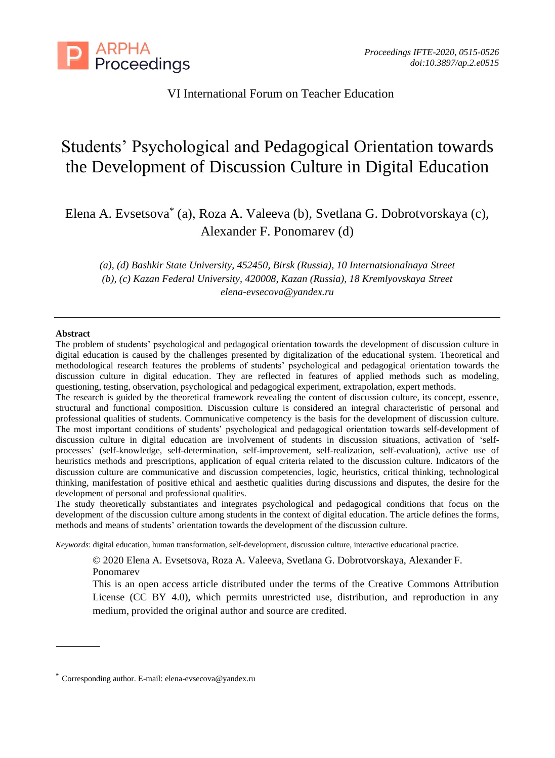VI International Forum on Teacher Education

# Students' Psychological and Pedagogical Orientation towards the Development of Discussion Culture in Digital Education

Elena A. Evsetsova* (a), Roza A. Valeeva (b), Svetlana G. Dobrotvorskaya (c), Alexander F. Ponomarev (d)

*(a), (d) Bashkir State University, 452450, Birsk (Russia), 10 Internatsionalnaya Street*
*(b), (c) Kazan Federal University, 420008, Kazan (Russia), 18 Kremlyovskaya Street*
*elena-evsecova@yandex.ru*

---

**Abstract**

The problem of students' psychological and pedagogical orientation towards the development of discussion culture in digital education is caused by the challenges presented by digitalization of the educational system. Theoretical and methodological research features the problems of students' psychological and pedagogical orientation towards the discussion culture in digital education. They are reflected in features of applied methods such as modeling, questioning, testing, observation, psychological and pedagogical experiment, extrapolation, expert methods.

The research is guided by the theoretical framework revealing the content of discussion culture, its concept, essence, structural and functional composition. Discussion culture is considered an integral characteristic of personal and professional qualities of students. Communicative competency is the basis for the development of discussion culture. The most important conditions of students' psychological and pedagogical orientation towards self-development of discussion culture in digital education are involvement of students in discussion situations, activation of 'self-processes' (self-knowledge, self-determination, self-improvement, self-realization, self-evaluation), active use of heuristics methods and prescriptions, application of equal criteria related to the discussion culture. Indicators of the discussion culture are communicative and discussion competencies, logic, heuristics, critical thinking, technological thinking, manifestation of positive ethical and aesthetic qualities during discussions and disputes, the desire for the development of personal and professional qualities.

The study theoretically substantiates and integrates psychological and pedagogical conditions that focus on the development of the discussion culture among students in the context of digital education. The article defines the forms, methods and means of students' orientation towards the development of the discussion culture.

*Keywords*: digital education, human transformation, self-development, discussion culture, interactive educational practice.

© 2020 Elena A. Evsetsova, Roza A. Valeeva, Svetlana G. Dobrotvorskaya, Alexander F. Ponomarev

This is an open access article distributed under the terms of the Creative Commons Attribution License (CC BY 4.0), which permits unrestricted use, distribution, and reproduction in any medium, provided the original author and source are credited.

---

* Corresponding author. E-mail: elena-evsecova@yandex.ru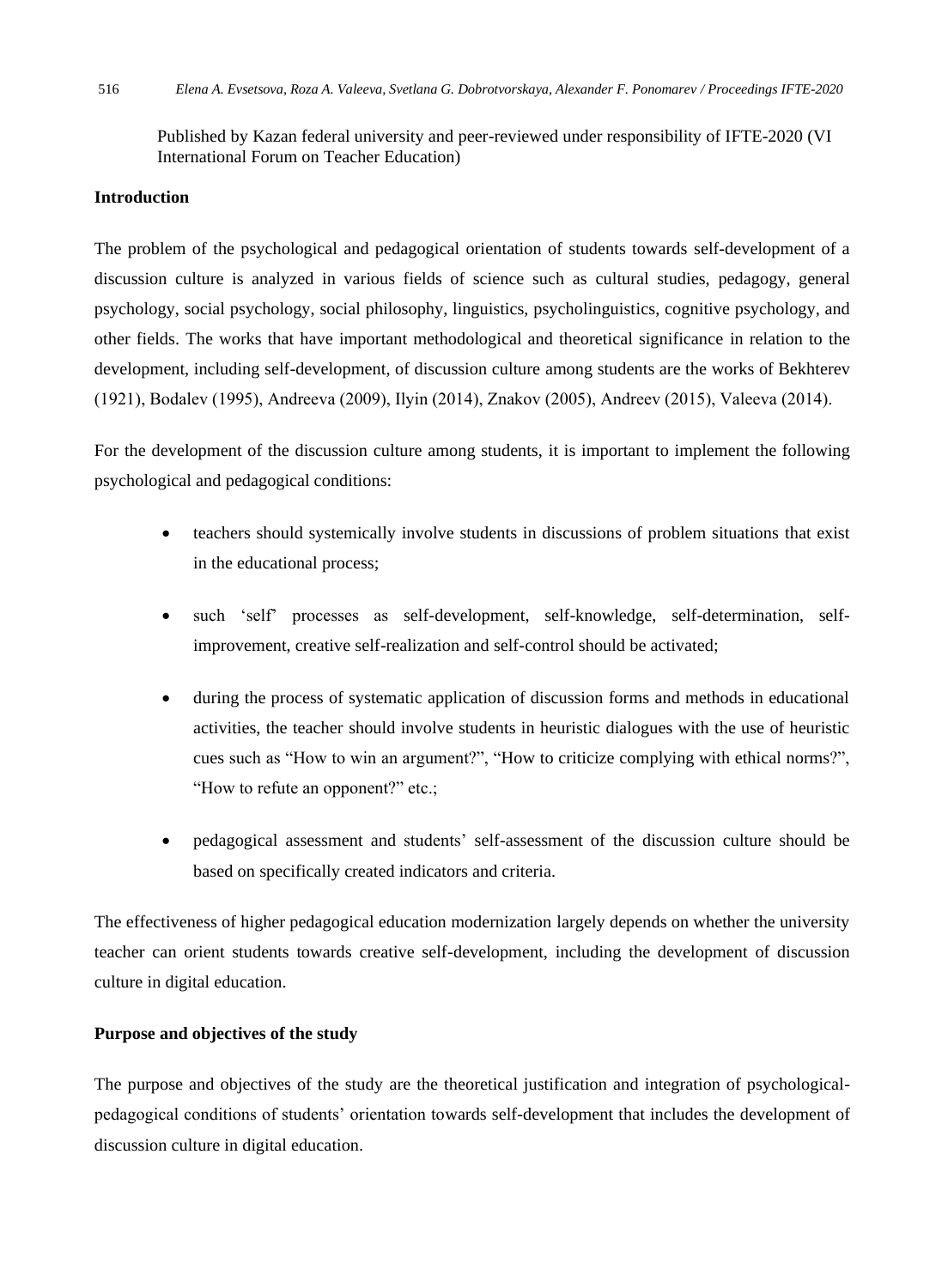Published by Kazan federal university and peer-reviewed under responsibility of IFTE-2020 (VI International Forum on Teacher Education)

## Introduction

The problem of the psychological and pedagogical orientation of students towards self-development of a discussion culture is analyzed in various fields of science such as cultural studies, pedagogy, general psychology, social psychology, social philosophy, linguistics, psycholinguistics, cognitive psychology, and other fields. The works that have important methodological and theoretical significance in relation to the development, including self-development, of discussion culture among students are the works of Bekhterev (1921), Bodalev (1995), Andreeva (2009), Ilyin (2014), Znakov (2005), Andreev (2015), Valeeva (2014).

For the development of the discussion culture among students, it is important to implement the following psychological and pedagogical conditions:

- teachers should systemically involve students in discussions of problem situations that exist in the educational process;
- such 'self' processes as self-development, self-knowledge, self-determination, self-improvement, creative self-realization and self-control should be activated;
- during the process of systematic application of discussion forms and methods in educational activities, the teacher should involve students in heuristic dialogues with the use of heuristic cues such as "How to win an argument?", "How to criticize complying with ethical norms?", "How to refute an opponent?" etc.;
- pedagogical assessment and students' self-assessment of the discussion culture should be based on specifically created indicators and criteria.

The effectiveness of higher pedagogical education modernization largely depends on whether the university teacher can orient students towards creative self-development, including the development of discussion culture in digital education.

## Purpose and objectives of the study

The purpose and objectives of the study are the theoretical justification and integration of psychological-pedagogical conditions of students' orientation towards self-development that includes the development of discussion culture in digital education.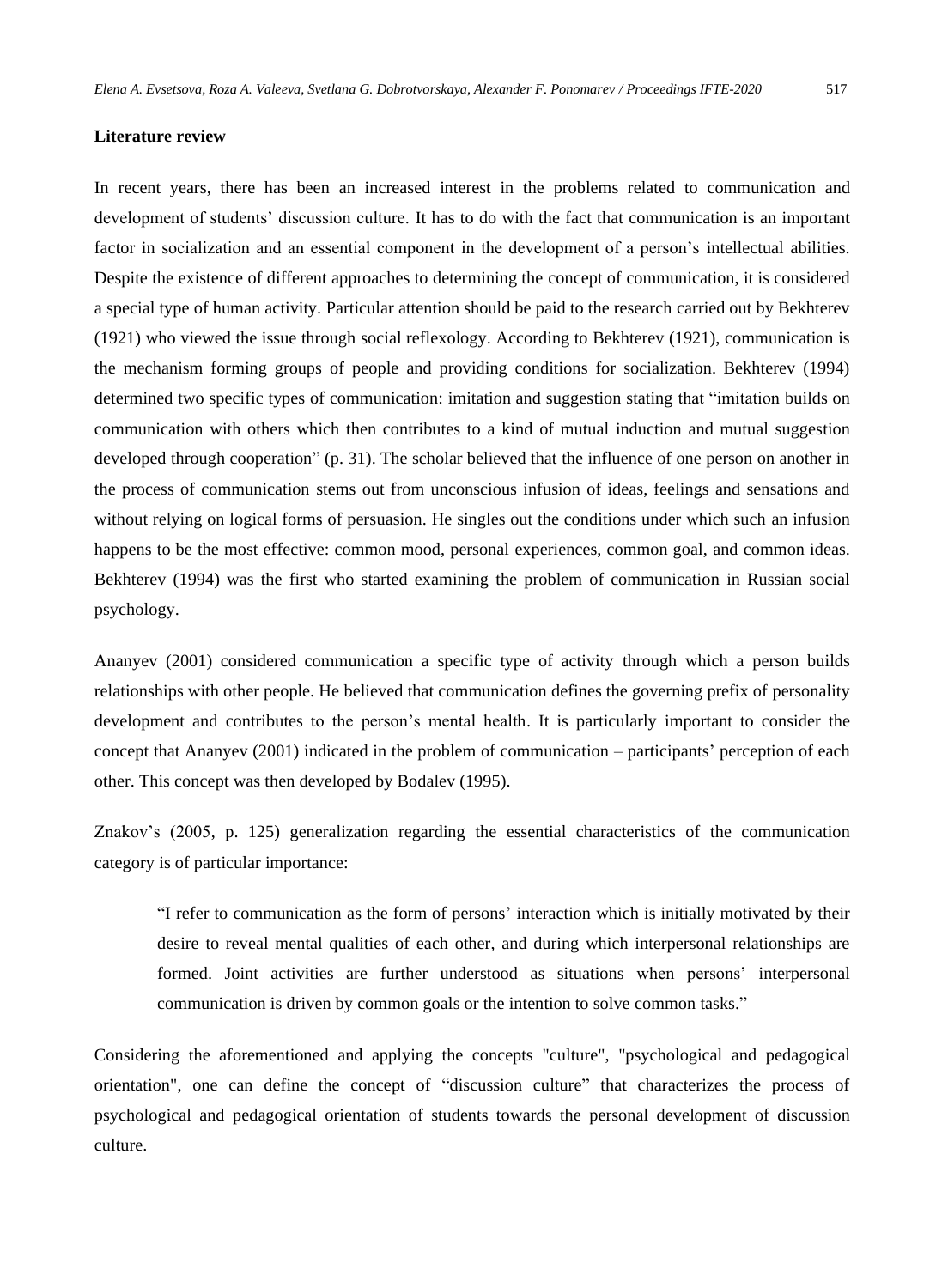**Literature review**

In recent years, there has been an increased interest in the problems related to communication and development of students' discussion culture. It has to do with the fact that communication is an important factor in socialization and an essential component in the development of a person's intellectual abilities. Despite the existence of different approaches to determining the concept of communication, it is considered a special type of human activity. Particular attention should be paid to the research carried out by Bekhterev (1921) who viewed the issue through social reflexology. According to Bekhterev (1921), communication is the mechanism forming groups of people and providing conditions for socialization. Bekhterev (1994) determined two specific types of communication: imitation and suggestion stating that "imitation builds on communication with others which then contributes to a kind of mutual induction and mutual suggestion developed through cooperation" (p. 31). The scholar believed that the influence of one person on another in the process of communication stems out from unconscious infusion of ideas, feelings and sensations and without relying on logical forms of persuasion. He singles out the conditions under which such an infusion happens to be the most effective: common mood, personal experiences, common goal, and common ideas. Bekhterev (1994) was the first who started examining the problem of communication in Russian social psychology.

Ananyev (2001) considered communication a specific type of activity through which a person builds relationships with other people. He believed that communication defines the governing prefix of personality development and contributes to the person's mental health. It is particularly important to consider the concept that Ananyev (2001) indicated in the problem of communication – participants' perception of each other. This concept was then developed by Bodalev (1995).

Znakov's (2005, p. 125) generalization regarding the essential characteristics of the communication category is of particular importance:

> "I refer to communication as the form of persons' interaction which is initially motivated by their desire to reveal mental qualities of each other, and during which interpersonal relationships are formed. Joint activities are further understood as situations when persons' interpersonal communication is driven by common goals or the intention to solve common tasks."

Considering the aforementioned and applying the concepts "culture", "psychological and pedagogical orientation", one can define the concept of "discussion culture" that characterizes the process of psychological and pedagogical orientation of students towards the personal development of discussion culture.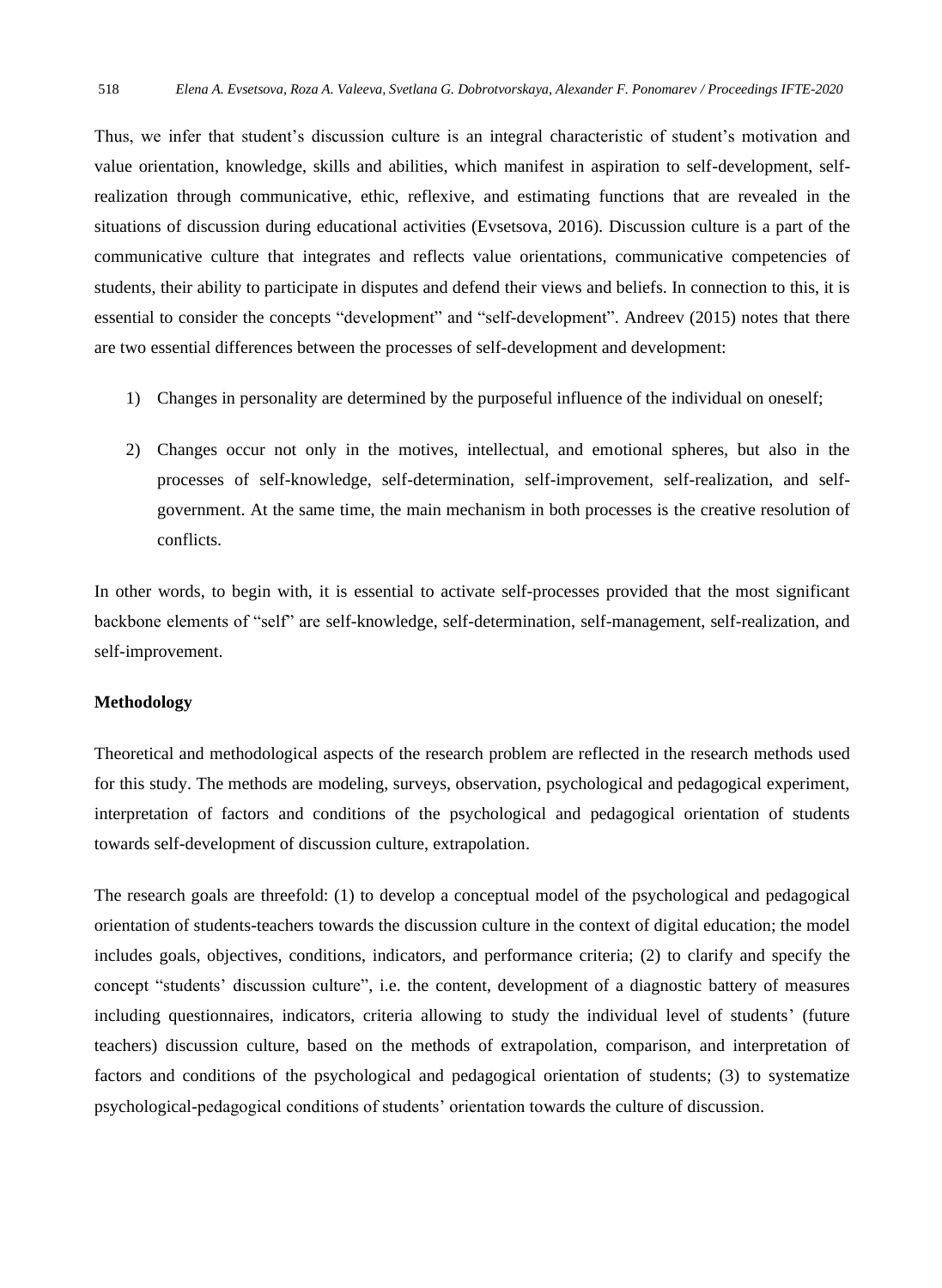Thus, we infer that student's discussion culture is an integral characteristic of student's motivation and value orientation, knowledge, skills and abilities, which manifest in aspiration to self-development, self-realization through communicative, ethic, reflexive, and estimating functions that are revealed in the situations of discussion during educational activities (Evsetsova, 2016). Discussion culture is a part of the communicative culture that integrates and reflects value orientations, communicative competencies of students, their ability to participate in disputes and defend their views and beliefs. In connection to this, it is essential to consider the concepts "development" and "self-development". Andreev (2015) notes that there are two essential differences between the processes of self-development and development:

1) Changes in personality are determined by the purposeful influence of the individual on oneself;

2) Changes occur not only in the motives, intellectual, and emotional spheres, but also in the processes of self-knowledge, self-determination, self-improvement, self-realization, and self-government. At the same time, the main mechanism in both processes is the creative resolution of conflicts.

In other words, to begin with, it is essential to activate self-processes provided that the most significant backbone elements of "self" are self-knowledge, self-determination, self-management, self-realization, and self-improvement.

**Methodology**

Theoretical and methodological aspects of the research problem are reflected in the research methods used for this study. The methods are modeling, surveys, observation, psychological and pedagogical experiment, interpretation of factors and conditions of the psychological and pedagogical orientation of students towards self-development of discussion culture, extrapolation.

The research goals are threefold: (1) to develop a conceptual model of the psychological and pedagogical orientation of students-teachers towards the discussion culture in the context of digital education; the model includes goals, objectives, conditions, indicators, and performance criteria; (2) to clarify and specify the concept "students' discussion culture", i.e. the content, development of a diagnostic battery of measures including questionnaires, indicators, criteria allowing to study the individual level of students' (future teachers) discussion culture, based on the methods of extrapolation, comparison, and interpretation of factors and conditions of the psychological and pedagogical orientation of students; (3) to systematize psychological-pedagogical conditions of students' orientation towards the culture of discussion.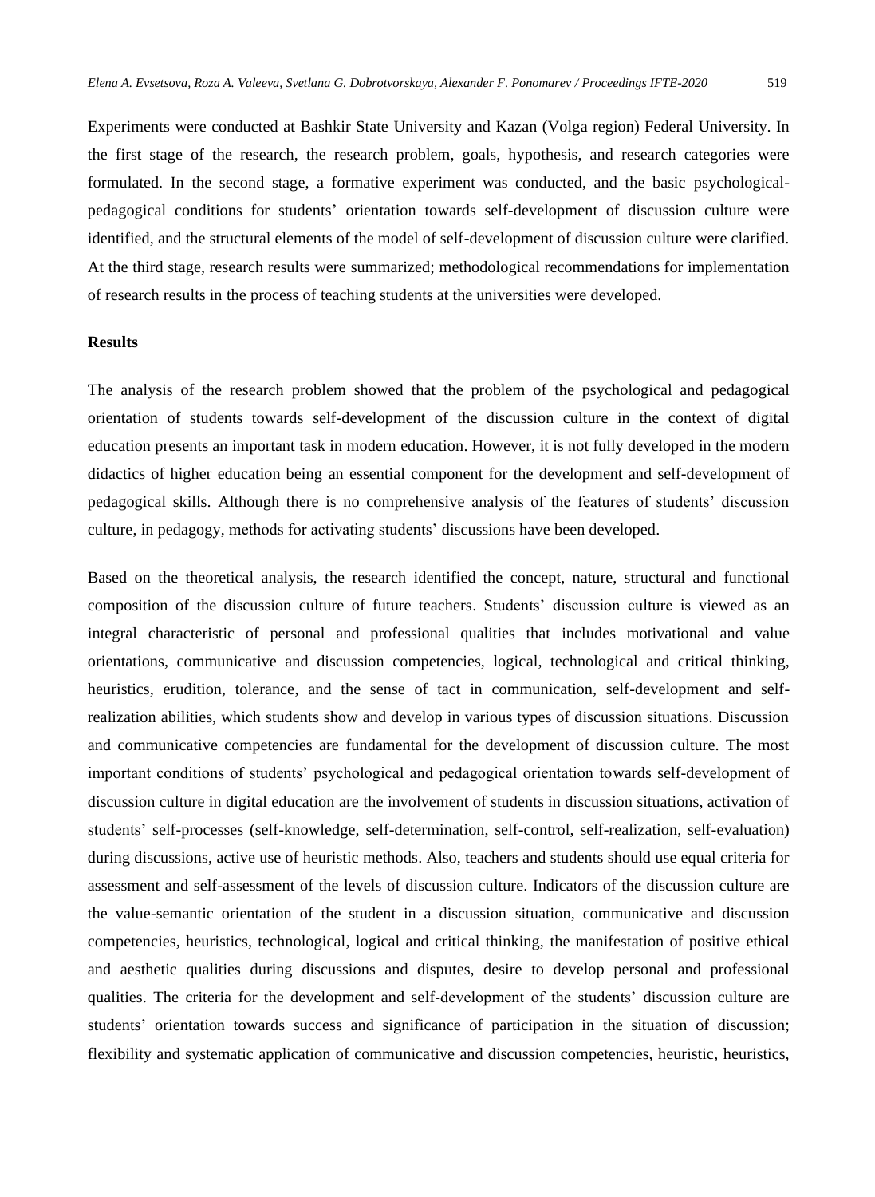Experiments were conducted at Bashkir State University and Kazan (Volga region) Federal University. In the first stage of the research, the research problem, goals, hypothesis, and research categories were formulated. In the second stage, a formative experiment was conducted, and the basic psychological-pedagogical conditions for students' orientation towards self-development of discussion culture were identified, and the structural elements of the model of self-development of discussion culture were clarified. At the third stage, research results were summarized; methodological recommendations for implementation of research results in the process of teaching students at the universities were developed.

**Results**

The analysis of the research problem showed that the problem of the psychological and pedagogical orientation of students towards self-development of the discussion culture in the context of digital education presents an important task in modern education. However, it is not fully developed in the modern didactics of higher education being an essential component for the development and self-development of pedagogical skills. Although there is no comprehensive analysis of the features of students' discussion culture, in pedagogy, methods for activating students' discussions have been developed.

Based on the theoretical analysis, the research identified the concept, nature, structural and functional composition of the discussion culture of future teachers. Students' discussion culture is viewed as an integral characteristic of personal and professional qualities that includes motivational and value orientations, communicative and discussion competencies, logical, technological and critical thinking, heuristics, erudition, tolerance, and the sense of tact in communication, self-development and self-realization abilities, which students show and develop in various types of discussion situations. Discussion and communicative competencies are fundamental for the development of discussion culture. The most important conditions of students' psychological and pedagogical orientation towards self-development of discussion culture in digital education are the involvement of students in discussion situations, activation of students' self-processes (self-knowledge, self-determination, self-control, self-realization, self-evaluation) during discussions, active use of heuristic methods. Also, teachers and students should use equal criteria for assessment and self-assessment of the levels of discussion culture. Indicators of the discussion culture are the value-semantic orientation of the student in a discussion situation, communicative and discussion competencies, heuristics, technological, logical and critical thinking, the manifestation of positive ethical and aesthetic qualities during discussions and disputes, desire to develop personal and professional qualities. The criteria for the development and self-development of the students' discussion culture are students' orientation towards success and significance of participation in the situation of discussion; flexibility and systematic application of communicative and discussion competencies, heuristic, heuristics,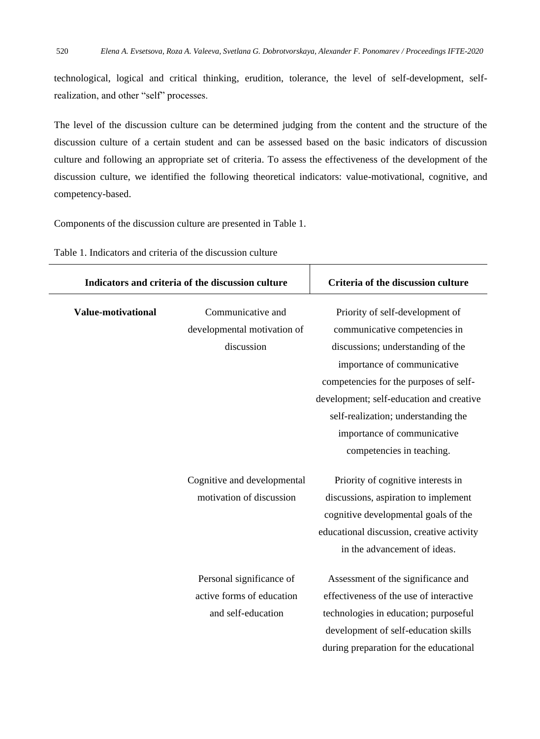technological, logical and critical thinking, erudition, tolerance, the level of self-development, self-realization, and other "self" processes.

The level of the discussion culture can be determined judging from the content and the structure of the discussion culture of a certain student and can be assessed based on the basic indicators of discussion culture and following an appropriate set of criteria. To assess the effectiveness of the development of the discussion culture, we identified the following theoretical indicators: value-motivational, cognitive, and competency-based.

Components of the discussion culture are presented in Table 1.

Table 1. Indicators and criteria of the discussion culture

| **Indicators and criteria of the discussion culture** | | **Criteria of the discussion culture** |
|---|---|---|
| **Value-motivational** | Communicative and developmental motivation of discussion | Priority of self-development of communicative competencies in discussions; understanding of the importance of communicative competencies for the purposes of self-development; self-education and creative self-realization; understanding the importance of communicative competencies in teaching. |
| | Cognitive and developmental motivation of discussion | Priority of cognitive interests in discussions, aspiration to implement cognitive developmental goals of the educational discussion, creative activity in the advancement of ideas. |
| | Personal significance of active forms of education and self-education | Assessment of the significance and effectiveness of the use of interactive technologies in education; purposeful development of self-education skills during preparation for the educational |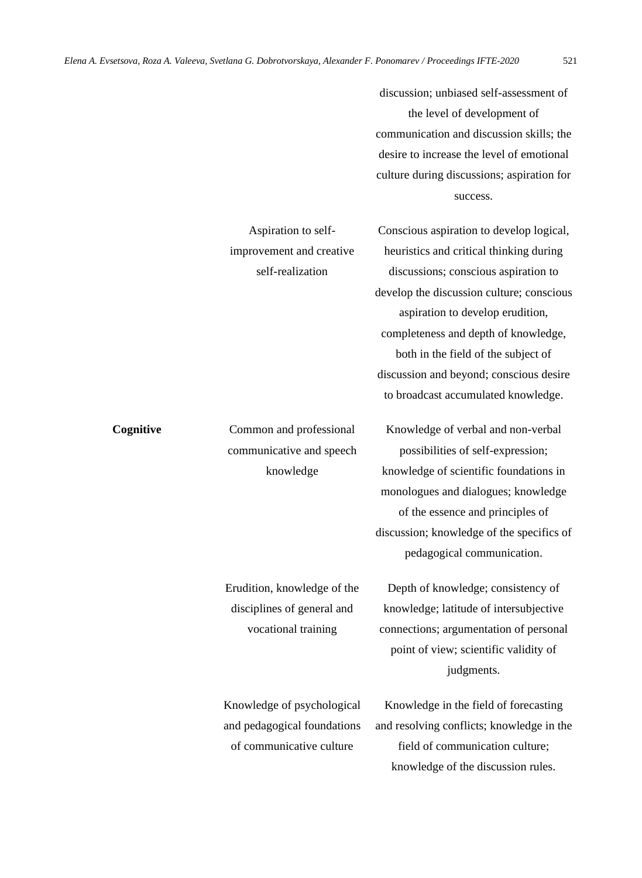| | | discussion; unbiased self-assessment of the level of development of communication and discussion skills; the desire to increase the level of emotional culture during discussions; aspiration for success. |
|---|---|---|
| | Aspiration to self-improvement and creative self-realization | Conscious aspiration to develop logical, heuristics and critical thinking during discussions; conscious aspiration to develop the discussion culture; conscious aspiration to develop erudition, completeness and depth of knowledge, both in the field of the subject of discussion and beyond; conscious desire to broadcast accumulated knowledge. |
| **Cognitive** | Common and professional communicative and speech knowledge | Knowledge of verbal and non-verbal possibilities of self-expression; knowledge of scientific foundations in monologues and dialogues; knowledge of the essence and principles of discussion; knowledge of the specifics of pedagogical communication. |
| | Erudition, knowledge of the disciplines of general and vocational training | Depth of knowledge; consistency of knowledge; latitude of intersubjective connections; argumentation of personal point of view; scientific validity of judgments. |
| | Knowledge of psychological and pedagogical foundations of communicative culture | Knowledge in the field of forecasting and resolving conflicts; knowledge in the field of communication culture; knowledge of the discussion rules. |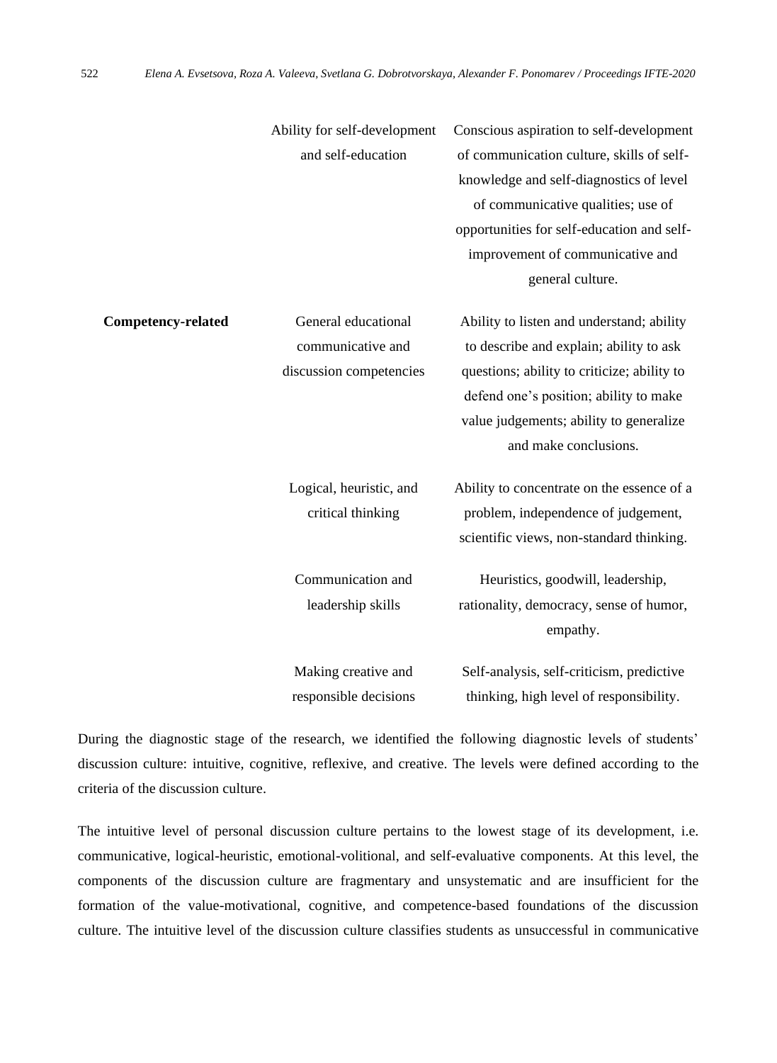| | | |
|---|---|---|
| | Ability for self-development and self-education | Conscious aspiration to self-development of communication culture, skills of self-knowledge and self-diagnostics of level of communicative qualities; use of opportunities for self-education and self-improvement of communicative and general culture. |
| **Competency-related** | General educational communicative and discussion competencies | Ability to listen and understand; ability to describe and explain; ability to ask questions; ability to criticize; ability to defend one's position; ability to make value judgements; ability to generalize and make conclusions. |
| | Logical, heuristic, and critical thinking | Ability to concentrate on the essence of a problem, independence of judgement, scientific views, non-standard thinking. |
| | Communication and leadership skills | Heuristics, goodwill, leadership, rationality, democracy, sense of humor, empathy. |
| | Making creative and responsible decisions | Self-analysis, self-criticism, predictive thinking, high level of responsibility. |

During the diagnostic stage of the research, we identified the following diagnostic levels of students' discussion culture: intuitive, cognitive, reflexive, and creative. The levels were defined according to the criteria of the discussion culture.

The intuitive level of personal discussion culture pertains to the lowest stage of its development, i.e. communicative, logical-heuristic, emotional-volitional, and self-evaluative components. At this level, the components of the discussion culture are fragmentary and unsystematic and are insufficient for the formation of the value-motivational, cognitive, and competence-based foundations of the discussion culture. The intuitive level of the discussion culture classifies students as unsuccessful in communicative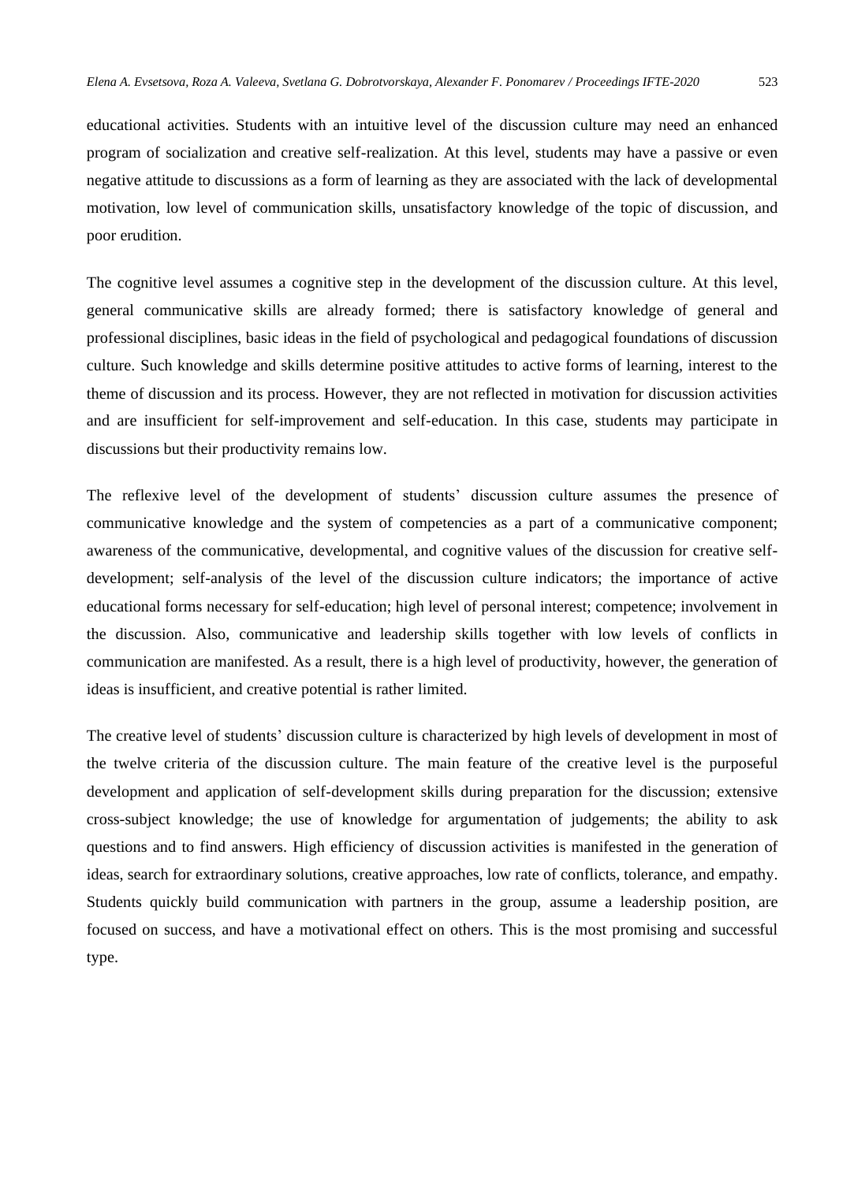educational activities. Students with an intuitive level of the discussion culture may need an enhanced program of socialization and creative self-realization. At this level, students may have a passive or even negative attitude to discussions as a form of learning as they are associated with the lack of developmental motivation, low level of communication skills, unsatisfactory knowledge of the topic of discussion, and poor erudition.

The cognitive level assumes a cognitive step in the development of the discussion culture. At this level, general communicative skills are already formed; there is satisfactory knowledge of general and professional disciplines, basic ideas in the field of psychological and pedagogical foundations of discussion culture. Such knowledge and skills determine positive attitudes to active forms of learning, interest to the theme of discussion and its process. However, they are not reflected in motivation for discussion activities and are insufficient for self-improvement and self-education. In this case, students may participate in discussions but their productivity remains low.

The reflexive level of the development of students' discussion culture assumes the presence of communicative knowledge and the system of competencies as a part of a communicative component; awareness of the communicative, developmental, and cognitive values of the discussion for creative self-development; self-analysis of the level of the discussion culture indicators; the importance of active educational forms necessary for self-education; high level of personal interest; competence; involvement in the discussion. Also, communicative and leadership skills together with low levels of conflicts in communication are manifested. As a result, there is a high level of productivity, however, the generation of ideas is insufficient, and creative potential is rather limited.

The creative level of students' discussion culture is characterized by high levels of development in most of the twelve criteria of the discussion culture. The main feature of the creative level is the purposeful development and application of self-development skills during preparation for the discussion; extensive cross-subject knowledge; the use of knowledge for argumentation of judgements; the ability to ask questions and to find answers. High efficiency of discussion activities is manifested in the generation of ideas, search for extraordinary solutions, creative approaches, low rate of conflicts, tolerance, and empathy. Students quickly build communication with partners in the group, assume a leadership position, are focused on success, and have a motivational effect on others. This is the most promising and successful type.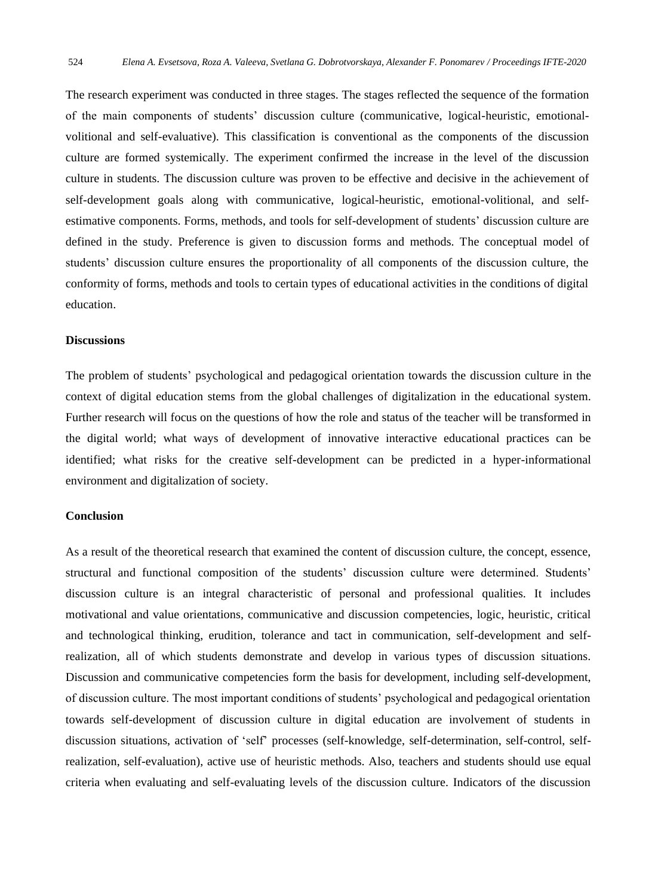The research experiment was conducted in three stages. The stages reflected the sequence of the formation of the main components of students' discussion culture (communicative, logical-heuristic, emotional-volitional and self-evaluative). This classification is conventional as the components of the discussion culture are formed systemically. The experiment confirmed the increase in the level of the discussion culture in students. The discussion culture was proven to be effective and decisive in the achievement of self-development goals along with communicative, logical-heuristic, emotional-volitional, and self-estimative components. Forms, methods, and tools for self-development of students' discussion culture are defined in the study. Preference is given to discussion forms and methods. The conceptual model of students' discussion culture ensures the proportionality of all components of the discussion culture, the conformity of forms, methods and tools to certain types of educational activities in the conditions of digital education.

## Discussions

The problem of students' psychological and pedagogical orientation towards the discussion culture in the context of digital education stems from the global challenges of digitalization in the educational system. Further research will focus on the questions of how the role and status of the teacher will be transformed in the digital world; what ways of development of innovative interactive educational practices can be identified; what risks for the creative self-development can be predicted in a hyper-informational environment and digitalization of society.

## Conclusion

As a result of the theoretical research that examined the content of discussion culture, the concept, essence, structural and functional composition of the students' discussion culture were determined. Students' discussion culture is an integral characteristic of personal and professional qualities. It includes motivational and value orientations, communicative and discussion competencies, logic, heuristic, critical and technological thinking, erudition, tolerance and tact in communication, self-development and self-realization, all of which students demonstrate and develop in various types of discussion situations. Discussion and communicative competencies form the basis for development, including self-development, of discussion culture. The most important conditions of students' psychological and pedagogical orientation towards self-development of discussion culture in digital education are involvement of students in discussion situations, activation of 'self' processes (self-knowledge, self-determination, self-control, self-realization, self-evaluation), active use of heuristic methods. Also, teachers and students should use equal criteria when evaluating and self-evaluating levels of the discussion culture. Indicators of the discussion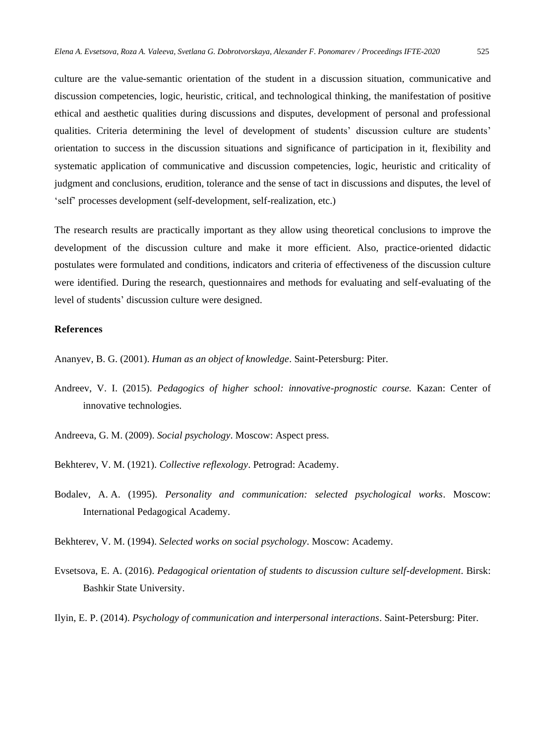culture are the value-semantic orientation of the student in a discussion situation, communicative and discussion competencies, logic, heuristic, critical, and technological thinking, the manifestation of positive ethical and aesthetic qualities during discussions and disputes, development of personal and professional qualities. Criteria determining the level of development of students' discussion culture are students' orientation to success in the discussion situations and significance of participation in it, flexibility and systematic application of communicative and discussion competencies, logic, heuristic and criticality of judgment and conclusions, erudition, tolerance and the sense of tact in discussions and disputes, the level of 'self' processes development (self-development, self-realization, etc.)

The research results are practically important as they allow using theoretical conclusions to improve the development of the discussion culture and make it more efficient. Also, practice-oriented didactic postulates were formulated and conditions, indicators and criteria of effectiveness of the discussion culture were identified. During the research, questionnaires and methods for evaluating and self-evaluating of the level of students' discussion culture were designed.

**References**

Ananyev, B. G. (2001). *Human as an object of knowledge*. Saint-Petersburg: Piter.

Andreev, V. I. (2015). *Pedagogics of higher school: innovative-prognostic course.* Kazan: Center of innovative technologies.

Andreeva, G. M. (2009). *Social psychology*. Moscow: Aspect press.

Bekhterev, V. M. (1921). *Collective reflexology*. Petrograd: Academy.

Bodalev, A. A. (1995). *Personality and communication: selected psychological works*. Moscow: International Pedagogical Academy.

Bekhterev, V. M. (1994). *Selected works on social psychology*. Moscow: Academy.

Evsetsova, E. A. (2016). *Pedagogical orientation of students to discussion culture self-development*. Birsk: Bashkir State University.

Ilyin, E. P. (2014). *Psychology of communication and interpersonal interactions*. Saint-Petersburg: Piter.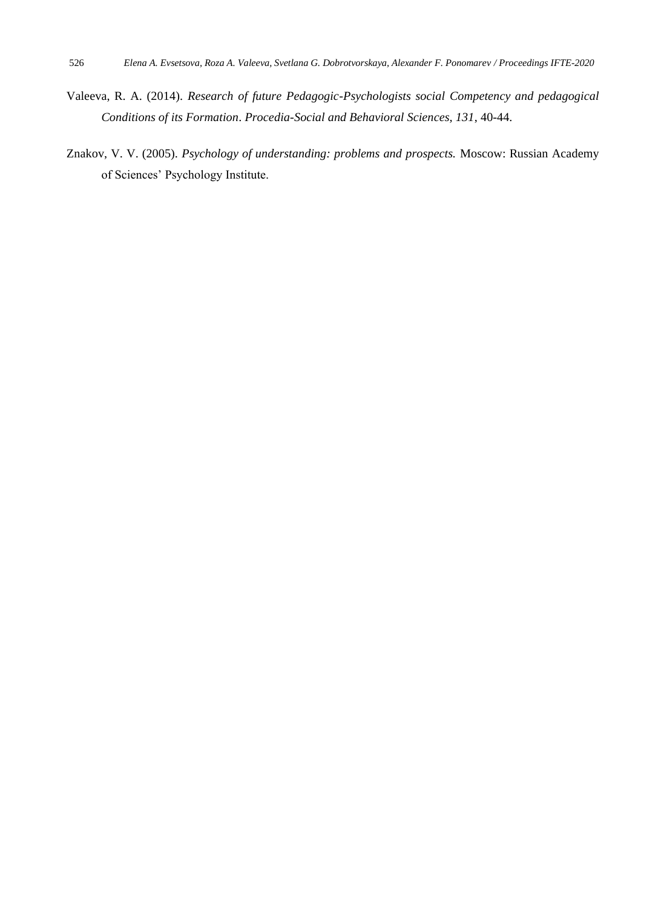Valeeva, R. A. (2014). *Research of future Pedagogic-Psychologists social Competency and pedagogical Conditions of its Formation*. *Procedia-Social and Behavioral Sciences, 131*, 40-44.

Znakov, V. V. (2005). *Psychology of understanding: problems and prospects.* Moscow: Russian Academy of Sciences' Psychology Institute.